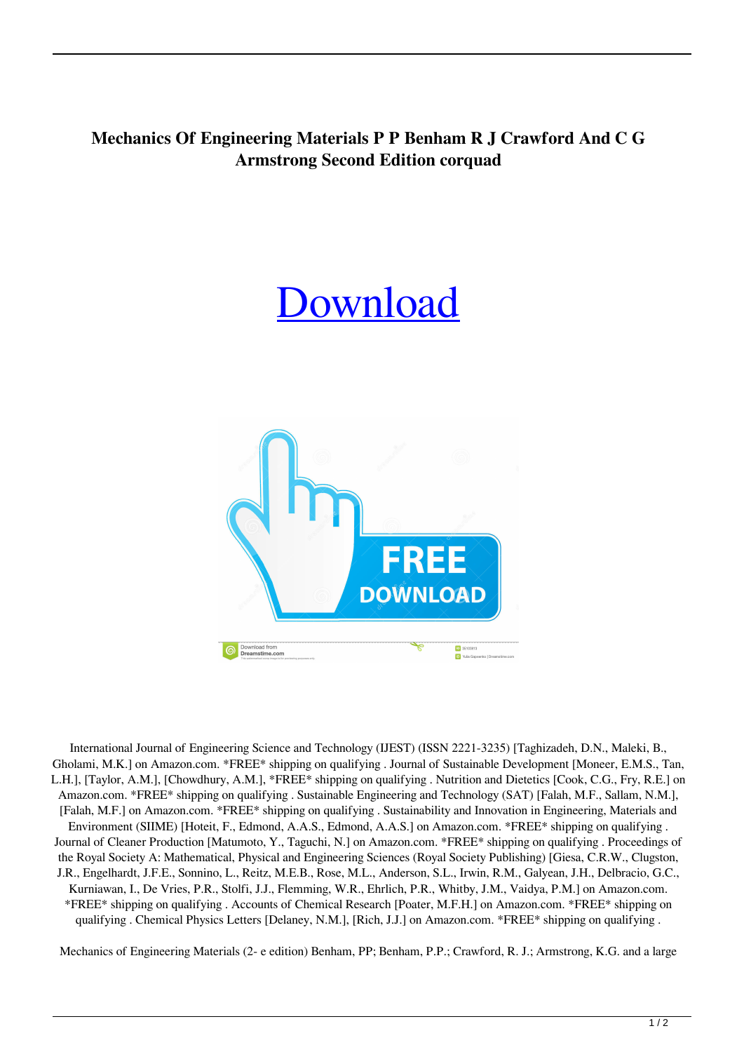# Mechanics Of Engineering Materials P P Benham R J Crawford And C G Armstrong Second Edition corquad

Download

International Journal of Engineering Science and Technology (IJEST) (ISSN 2221-3235) [Taghizadeh, D.N., Maleki, B., Gholami, M.K.] on Amazon.com. *FREE* shipping on qualifying . Journal of Sustainable Development [Moneer, E.M.S., Tan, L.H.], [Taylor, A.M.], [Chowdhury, A.M.], *FREE* shipping on qualifying . Nutrition and Dietetics [Cook, C.G., Fry, R.E.] on Amazon.com. *FREE* shipping on qualifying . Sustainable Engineering and Technology (SAT) [Falah, M.F., Sallam, N.M.], [Falah, M.F.] on Amazon.com. *FREE* shipping on qualifying . Sustainability and Innovation in Engineering, Materials and Environment (SIIME) [Hoteit, F., Edmond, A.A.S., Edmond, A.A.S.] on Amazon.com. *FREE* shipping on qualifying . Journal of Cleaner Production [Matumoto, Y., Taguchi, N.] on Amazon.com. *FREE* shipping on qualifying . Proceedings of the Royal Society A: Mathematical, Physical and Engineering Sciences (Royal Society Publishing) [Giesa, C.R.W., Clugston, J.R., Engelhardt, J.F.E., Sonnino, L., Reitz, M.E.B., Rose, M.L., Anderson, S.L., Irwin, R.M., Galyean, J.H., Delbracio, G.C., Kurniawan, I., De Vries, P.R., Stolfi, J.J., Flemming, W.R., Ehrlich, P.R., Whitby, J.M., Vaidya, P.M.] on Amazon.com. *FREE* shipping on qualifying . Accounts of Chemical Research [Poater, M.F.H.] on Amazon.com. *FREE* shipping on qualifying . Chemical Physics Letters [Delaney, N.M.], [Rich, J.J.] on Amazon.com. *FREE* shipping on qualifying .

Mechanics of Engineering Materials (2- e edition) Benham, PP; Benham, P.P.; Crawford, R. J.; Armstrong, K.G. and a large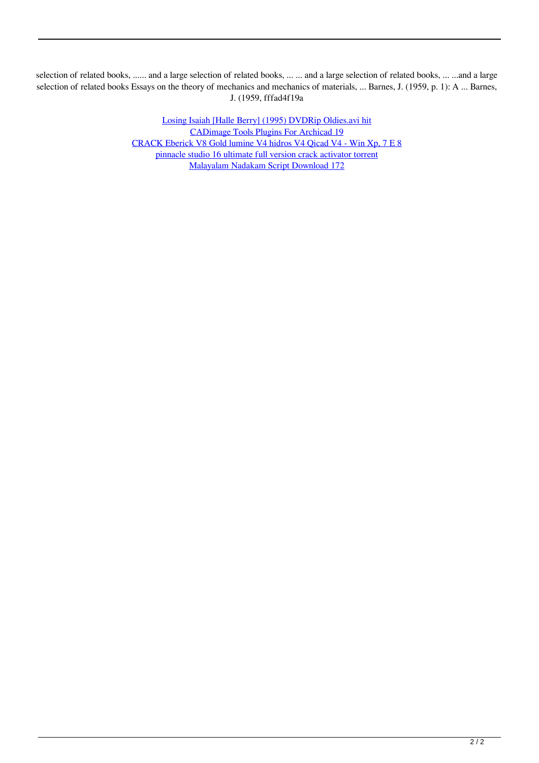selection of related books, ...... and a large selection of related books, ... ... and a large selection of related books, ... ...and a large selection of related books Essays on the theory of mechanics and mechanics of materials, ... Barnes, J. (1959, p. 1): A ... Barnes, J. (1959, fffad4f19a

Losing Isaiah [Halle Berry] (1995) DVDRip Oldies.avi hit
CADimage Tools Plugins For Archicad 19
CRACK Eberick V8 Gold lumine V4 hidros V4 Qicad V4 - Win Xp, 7 E 8
pinnacle studio 16 ultimate full version crack activator torrent
Malayalam Nadakam Script Download 172